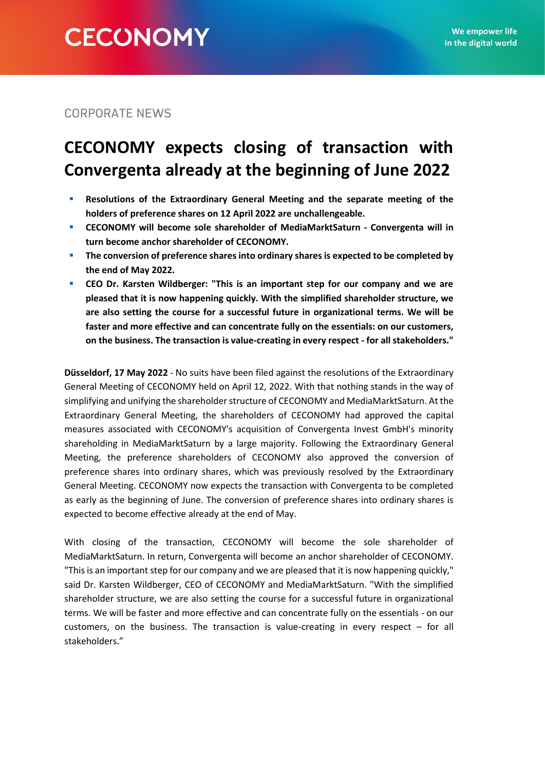CORPORATE NEWS

# CECONOMY expects closing of transaction with Convergenta already at the beginning of June 2022

- **Resolutions of the Extraordinary General Meeting and the separate meeting of the holders of preference shares on 12 April 2022 are unchallengeable.**
- **CECONOMY will become sole shareholder of MediaMarktSaturn - Convergenta will in turn become anchor shareholder of CECONOMY.**
- **The conversion of preference shares into ordinary shares is expected to be completed by the end of May 2022.**
- **CEO Dr. Karsten Wildberger: "This is an important step for our company and we are pleased that it is now happening quickly. With the simplified shareholder structure, we are also setting the course for a successful future in organizational terms. We will be faster and more effective and can concentrate fully on the essentials: on our customers, on the business. The transaction is value-creating in every respect - for all stakeholders."**

**Düsseldorf, 17 May 2022** - No suits have been filed against the resolutions of the Extraordinary General Meeting of CECONOMY held on April 12, 2022. With that nothing stands in the way of simplifying and unifying the shareholder structure of CECONOMY and MediaMarktSaturn. At the Extraordinary General Meeting, the shareholders of CECONOMY had approved the capital measures associated with CECONOMY's acquisition of Convergenta Invest GmbH's minority shareholding in MediaMarktSaturn by a large majority. Following the Extraordinary General Meeting, the preference shareholders of CECONOMY also approved the conversion of preference shares into ordinary shares, which was previously resolved by the Extraordinary General Meeting. CECONOMY now expects the transaction with Convergenta to be completed as early as the beginning of June. The conversion of preference shares into ordinary shares is expected to become effective already at the end of May.

With closing of the transaction, CECONOMY will become the sole shareholder of MediaMarktSaturn. In return, Convergenta will become an anchor shareholder of CECONOMY. "This is an important step for our company and we are pleased that it is now happening quickly," said Dr. Karsten Wildberger, CEO of CECONOMY and MediaMarktSaturn. "With the simplified shareholder structure, we are also setting the course for a successful future in organizational terms. We will be faster and more effective and can concentrate fully on the essentials - on our customers, on the business. The transaction is value-creating in every respect – for all stakeholders."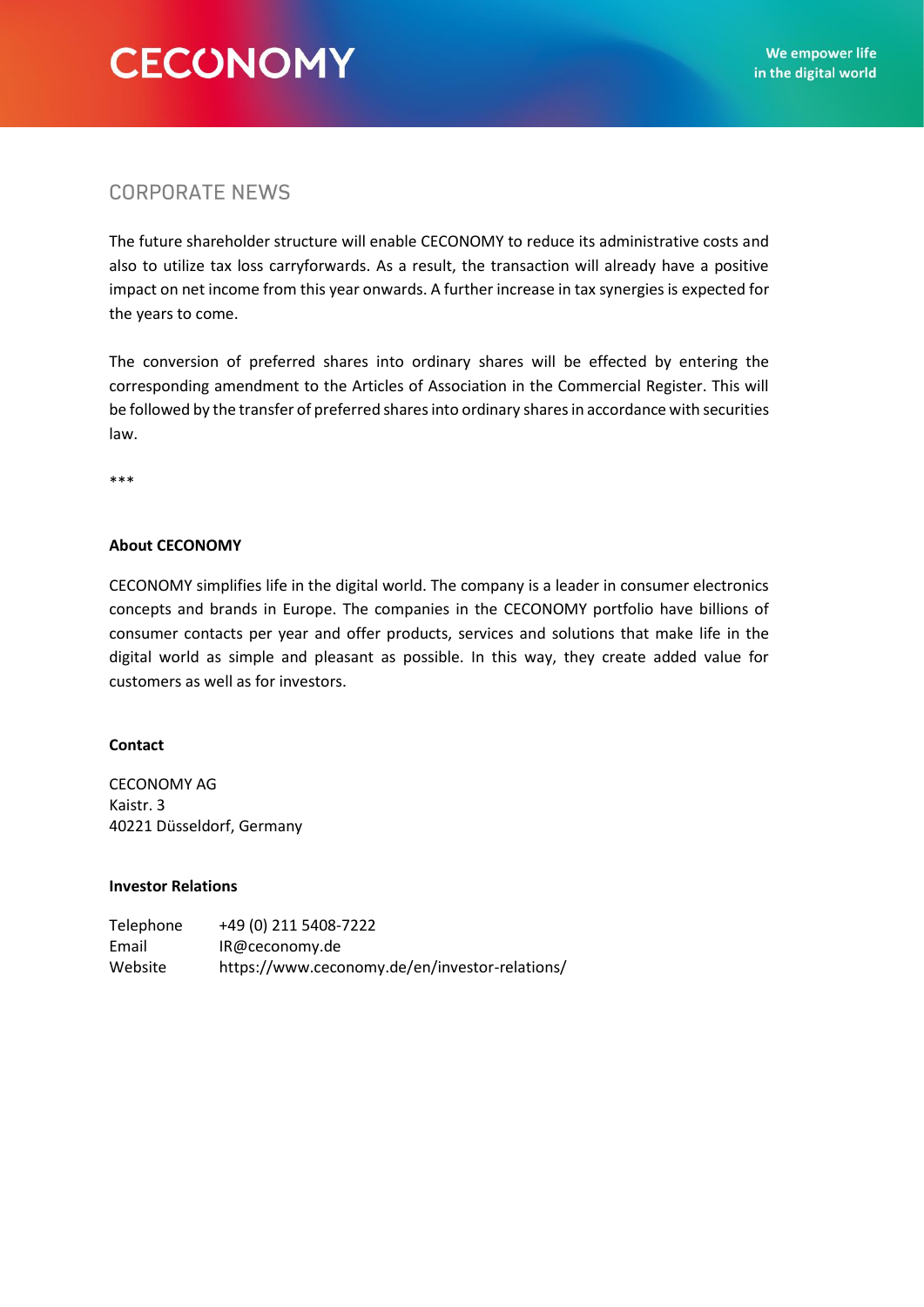## CORPORATE NEWS

The future shareholder structure will enable CECONOMY to reduce its administrative costs and also to utilize tax loss carryforwards. As a result, the transaction will already have a positive impact on net income from this year onwards. A further increase in tax synergies is expected for the years to come.

The conversion of preferred shares into ordinary shares will be effected by entering the corresponding amendment to the Articles of Association in the Commercial Register. This will be followed by the transfer of preferred shares into ordinary shares in accordance with securities law.

***

**About CECONOMY**

CECONOMY simplifies life in the digital world. The company is a leader in consumer electronics concepts and brands in Europe. The companies in the CECONOMY portfolio have billions of consumer contacts per year and offer products, services and solutions that make life in the digital world as simple and pleasant as possible. In this way, they create added value for customers as well as for investors.

**Contact**

CECONOMY AG
Kaistr. 3
40221 Düsseldorf, Germany

**Investor Relations**

| | |
|---|---|
| Telephone | +49 (0) 211 5408-7222 |
| Email | IR@ceconomy.de |
| Website | https://www.ceconomy.de/en/investor-relations/ |